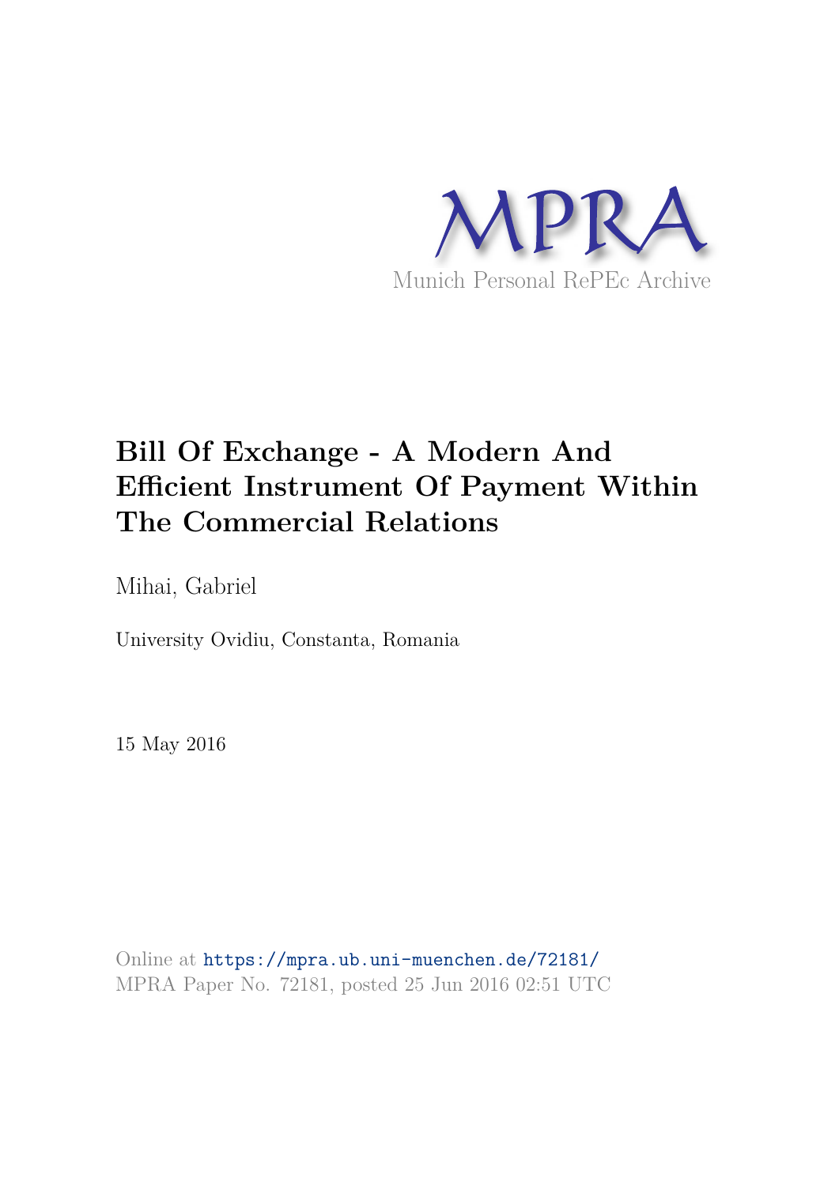MPRA

Munich Personal RePEc Archive

# Bill Of Exchange - A Modern And Efficient Instrument Of Payment Within The Commercial Relations

Mihai, Gabriel

University Ovidiu, Constanta, Romania

15 May 2016

Online at https://mpra.ub.uni-muenchen.de/72181/
MPRA Paper No. 72181, posted 25 Jun 2016 02:51 UTC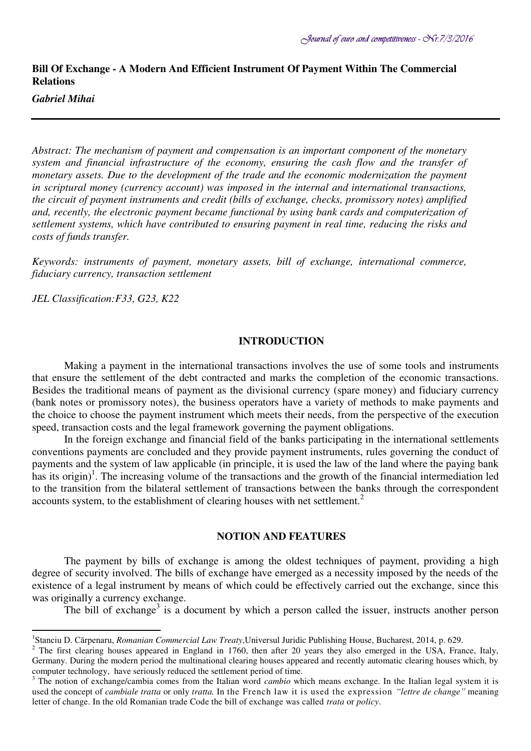## Bill Of Exchange - A Modern And Efficient Instrument Of Payment Within The Commercial Relations

***Gabriel Mihai***

*Abstract: The mechanism of payment and compensation is an important component of the monetary system and financial infrastructure of the economy, ensuring the cash flow and the transfer of monetary assets. Due to the development of the trade and the economic modernization the payment in scriptural money (currency account) was imposed in the internal and international transactions, the circuit of payment instruments and credit (bills of exchange, checks, promissory notes) amplified and, recently, the electronic payment became functional by using bank cards and computerization of settlement systems, which have contributed to ensuring payment in real time, reducing the risks and costs of funds transfer.*

*Keywords: instruments of payment, monetary assets, bill of exchange, international commerce, fiduciary currency, transaction settlement*

*JEL Classification:F33, G23, K22*

### INTRODUCTION

Making a payment in the international transactions involves the use of some tools and instruments that ensure the settlement of the debt contracted and marks the completion of the economic transactions. Besides the traditional means of payment as the divisional currency (spare money) and fiduciary currency (bank notes or promissory notes), the business operators have a variety of methods to make payments and the choice to choose the payment instrument which meets their needs, from the perspective of the execution speed, transaction costs and the legal framework governing the payment obligations.

In the foreign exchange and financial field of the banks participating in the international settlements conventions payments are concluded and they provide payment instruments, rules governing the conduct of payments and the system of law applicable (in principle, it is used the law of the land where the paying bank has its origin)[1]. The increasing volume of the transactions and the growth of the financial intermediation led to the transition from the bilateral settlement of transactions between the banks through the correspondent accounts system, to the establishment of clearing houses with net settlement.[2]

### NOTION AND FEATURES

The payment by bills of exchange is among the oldest techniques of payment, providing a high degree of security involved. The bills of exchange have emerged as a necessity imposed by the needs of the existence of a legal instrument by means of which could be effectively carried out the exchange, since this was originally a currency exchange.

The bill of exchange[3] is a document by which a person called the issuer, instructs another person

---

[1] Stanciu D. Cărpenaru, *Romanian Commercial Law Treaty*,Universul Juridic Publishing House, Bucharest, 2014, p. 629.

[2] The first clearing houses appeared in England in 1760, then after 20 years they also emerged in the USA, France, Italy, Germany. During the modern period the multinational clearing houses appeared and recently automatic clearing houses which, by computer technology, have seriously reduced the settlement period of time.

[3] The notion of exchange/cambia comes from the Italian word *cambio* which means exchange. In the Italian legal system it is used the concept of *cambiale tratta* or only *tratta.* In the French law it is used the expression *"lettre de change"* meaning letter of change. In the old Romanian trade Code the bill of exchange was called *trata* or *policy*.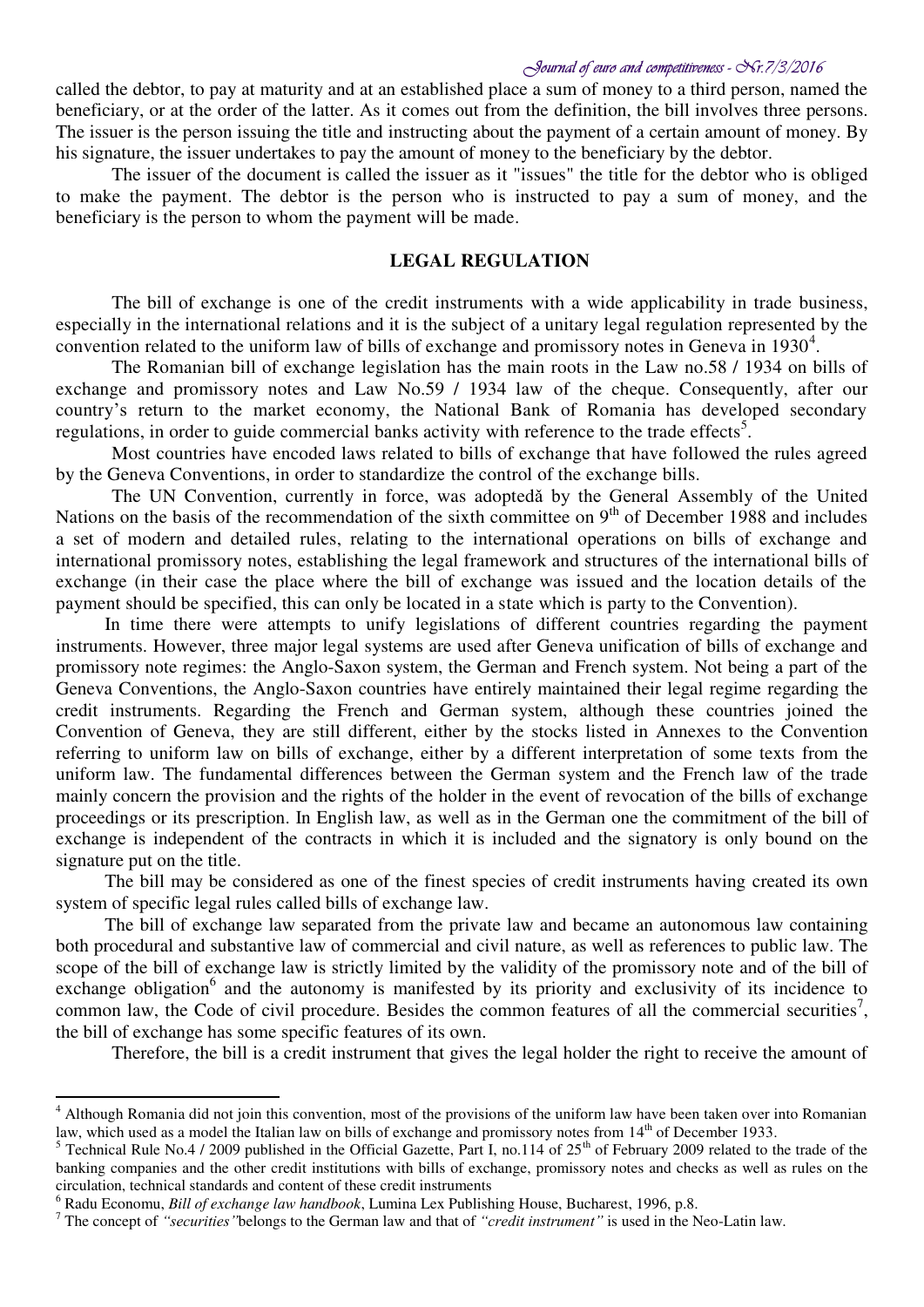called the debtor, to pay at maturity and at an established place a sum of money to a third person, named the beneficiary, or at the order of the latter. As it comes out from the definition, the bill involves three persons. The issuer is the person issuing the title and instructing about the payment of a certain amount of money. By his signature, the issuer undertakes to pay the amount of money to the beneficiary by the debtor.

The issuer of the document is called the issuer as it "issues" the title for the debtor who is obliged to make the payment. The debtor is the person who is instructed to pay a sum of money, and the beneficiary is the person to whom the payment will be made.

## LEGAL REGULATION

The bill of exchange is one of the credit instruments with a wide applicability in trade business, especially in the international relations and it is the subject of a unitary legal regulation represented by the convention related to the uniform law of bills of exchange and promissory notes in Geneva in 1930[4].

The Romanian bill of exchange legislation has the main roots in the Law no.58 / 1934 on bills of exchange and promissory notes and Law No.59 / 1934 law of the cheque. Consequently, after our country's return to the market economy, the National Bank of Romania has developed secondary regulations, in order to guide commercial banks activity with reference to the trade effects[5].

Most countries have encoded laws related to bills of exchange that have followed the rules agreed by the Geneva Conventions, in order to standardize the control of the exchange bills.

The UN Convention, currently in force, was adoptedă by the General Assembly of the United Nations on the basis of the recommendation of the sixth committee on 9th of December 1988 and includes a set of modern and detailed rules, relating to the international operations on bills of exchange and international promissory notes, establishing the legal framework and structures of the international bills of exchange (in their case the place where the bill of exchange was issued and the location details of the payment should be specified, this can only be located in a state which is party to the Convention).

In time there were attempts to unify legislations of different countries regarding the payment instruments. However, three major legal systems are used after Geneva unification of bills of exchange and promissory note regimes: the Anglo-Saxon system, the German and French system. Not being a part of the Geneva Conventions, the Anglo-Saxon countries have entirely maintained their legal regime regarding the credit instruments. Regarding the French and German system, although these countries joined the Convention of Geneva, they are still different, either by the stocks listed in Annexes to the Convention referring to uniform law on bills of exchange, either by a different interpretation of some texts from the uniform law. The fundamental differences between the German system and the French law of the trade mainly concern the provision and the rights of the holder in the event of revocation of the bills of exchange proceedings or its prescription. In English law, as well as in the German one the commitment of the bill of exchange is independent of the contracts in which it is included and the signatory is only bound on the signature put on the title.

The bill may be considered as one of the finest species of credit instruments having created its own system of specific legal rules called bills of exchange law.

The bill of exchange law separated from the private law and became an autonomous law containing both procedural and substantive law of commercial and civil nature, as well as references to public law. The scope of the bill of exchange law is strictly limited by the validity of the promissory note and of the bill of exchange obligation[6] and the autonomy is manifested by its priority and exclusivity of its incidence to common law, the Code of civil procedure. Besides the common features of all the commercial securities[7], the bill of exchange has some specific features of its own.

Therefore, the bill is a credit instrument that gives the legal holder the right to receive the amount of

---

[4] Although Romania did not join this convention, most of the provisions of the uniform law have been taken over into Romanian law, which used as a model the Italian law on bills of exchange and promissory notes from 14th of December 1933.

[5] Technical Rule No.4 / 2009 published in the Official Gazette, Part I, no.114 of 25th of February 2009 related to the trade of the banking companies and the other credit institutions with bills of exchange, promissory notes and checks as well as rules on the circulation, technical standards and content of these credit instruments

[6] Radu Economu, *Bill of exchange law handbook*, Lumina Lex Publishing House, Bucharest, 1996, p.8.

[7] The concept of *"securities"* belongs to the German law and that of *"credit instrument"* is used in the Neo-Latin law.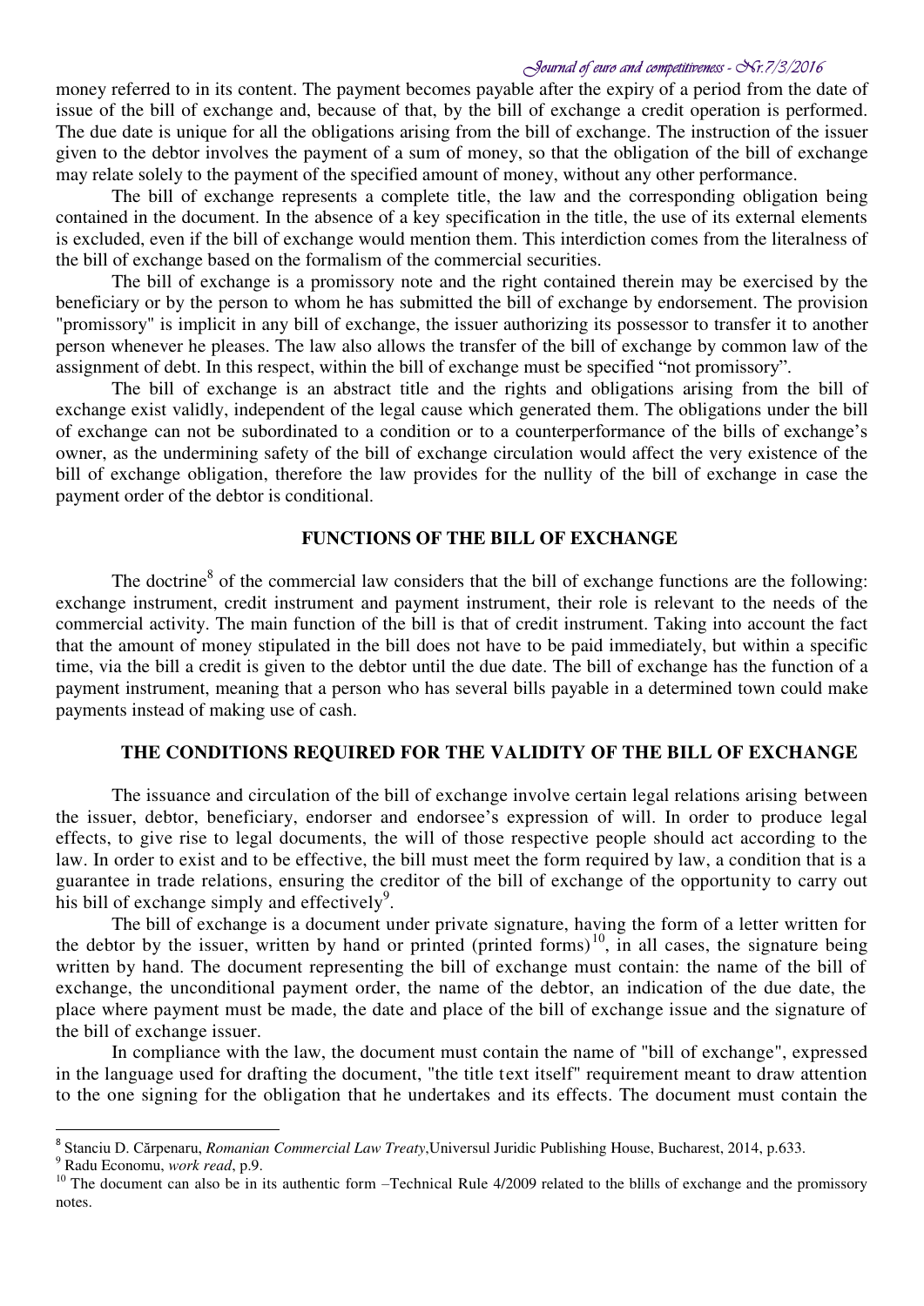money referred to in its content. The payment becomes payable after the expiry of a period from the date of issue of the bill of exchange and, because of that, by the bill of exchange a credit operation is performed. The due date is unique for all the obligations arising from the bill of exchange. The instruction of the issuer given to the debtor involves the payment of a sum of money, so that the obligation of the bill of exchange may relate solely to the payment of the specified amount of money, without any other performance.

The bill of exchange represents a complete title, the law and the corresponding obligation being contained in the document. In the absence of a key specification in the title, the use of its external elements is excluded, even if the bill of exchange would mention them. This interdiction comes from the literalness of the bill of exchange based on the formalism of the commercial securities.

The bill of exchange is a promissory note and the right contained therein may be exercised by the beneficiary or by the person to whom he has submitted the bill of exchange by endorsement. The provision "promissory" is implicit in any bill of exchange, the issuer authorizing its possessor to transfer it to another person whenever he pleases. The law also allows the transfer of the bill of exchange by common law of the assignment of debt. In this respect, within the bill of exchange must be specified "not promissory".

The bill of exchange is an abstract title and the rights and obligations arising from the bill of exchange exist validly, independent of the legal cause which generated them. The obligations under the bill of exchange can not be subordinated to a condition or to a counterperformance of the bills of exchange's owner, as the undermining safety of the bill of exchange circulation would affect the very existence of the bill of exchange obligation, therefore the law provides for the nullity of the bill of exchange in case the payment order of the debtor is conditional.

## FUNCTIONS OF THE BILL OF EXCHANGE

The doctrine[8] of the commercial law considers that the bill of exchange functions are the following: exchange instrument, credit instrument and payment instrument, their role is relevant to the needs of the commercial activity. The main function of the bill is that of credit instrument. Taking into account the fact that the amount of money stipulated in the bill does not have to be paid immediately, but within a specific time, via the bill a credit is given to the debtor until the due date. The bill of exchange has the function of a payment instrument, meaning that a person who has several bills payable in a determined town could make payments instead of making use of cash.

## THE CONDITIONS REQUIRED FOR THE VALIDITY OF THE BILL OF EXCHANGE

The issuance and circulation of the bill of exchange involve certain legal relations arising between the issuer, debtor, beneficiary, endorser and endorsee's expression of will. In order to produce legal effects, to give rise to legal documents, the will of those respective people should act according to the law. In order to exist and to be effective, the bill must meet the form required by law, a condition that is a guarantee in trade relations, ensuring the creditor of the bill of exchange of the opportunity to carry out his bill of exchange simply and effectively[9].

The bill of exchange is a document under private signature, having the form of a letter written for the debtor by the issuer, written by hand or printed (printed forms)[10], in all cases, the signature being written by hand. The document representing the bill of exchange must contain: the name of the bill of exchange, the unconditional payment order, the name of the debtor, an indication of the due date, the place where payment must be made, the date and place of the bill of exchange issue and the signature of the bill of exchange issuer.

In compliance with the law, the document must contain the name of "bill of exchange", expressed in the language used for drafting the document, "the title text itself" requirement meant to draw attention to the one signing for the obligation that he undertakes and its effects. The document must contain the

---

[8] Stanciu D. Cărpenaru, *Romanian Commercial Law Treaty*,Universul Juridic Publishing House, Bucharest, 2014, p.633.

[9] Radu Economu, *work read*, p.9.

[10] The document can also be in its authentic form –Technical Rule 4/2009 related to the blills of exchange and the promissory notes.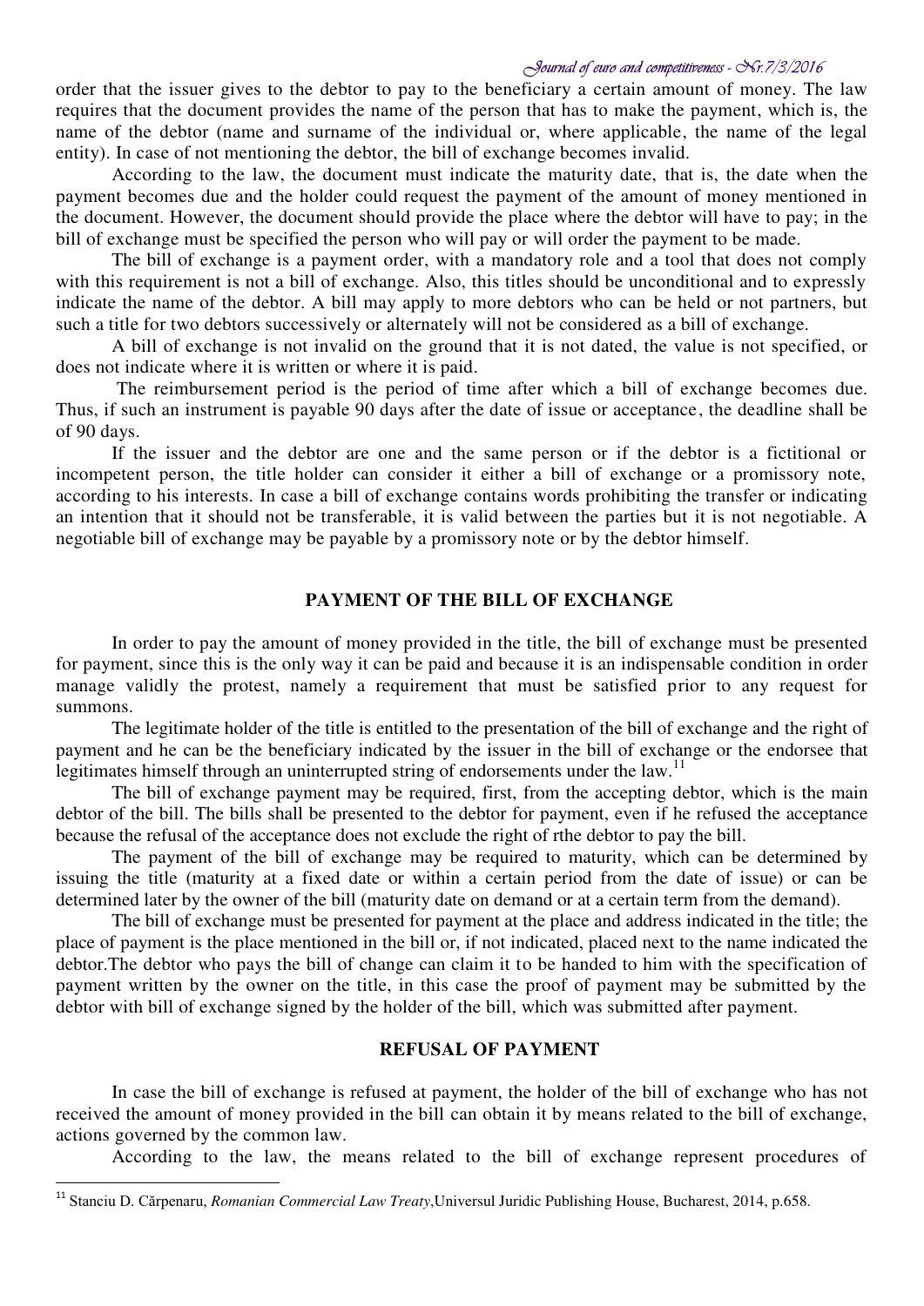order that the issuer gives to the debtor to pay to the beneficiary a certain amount of money. The law requires that the document provides the name of the person that has to make the payment, which is, the name of the debtor (name and surname of the individual or, where applicable, the name of the legal entity). In case of not mentioning the debtor, the bill of exchange becomes invalid.

According to the law, the document must indicate the maturity date, that is, the date when the payment becomes due and the holder could request the payment of the amount of money mentioned in the document. However, the document should provide the place where the debtor will have to pay; in the bill of exchange must be specified the person who will pay or will order the payment to be made.

The bill of exchange is a payment order, with a mandatory role and a tool that does not comply with this requirement is not a bill of exchange. Also, this titles should be unconditional and to expressly indicate the name of the debtor. A bill may apply to more debtors who can be held or not partners, but such a title for two debtors successively or alternately will not be considered as a bill of exchange.

A bill of exchange is not invalid on the ground that it is not dated, the value is not specified, or does not indicate where it is written or where it is paid.

The reimbursement period is the period of time after which a bill of exchange becomes due. Thus, if such an instrument is payable 90 days after the date of issue or acceptance, the deadline shall be of 90 days.

If the issuer and the debtor are one and the same person or if the debtor is a fictitional or incompetent person, the title holder can consider it either a bill of exchange or a promissory note, according to his interests. In case a bill of exchange contains words prohibiting the transfer or indicating an intention that it should not be transferable, it is valid between the parties but it is not negotiable. A negotiable bill of exchange may be payable by a promissory note or by the debtor himself.

## PAYMENT OF THE BILL OF EXCHANGE

In order to pay the amount of money provided in the title, the bill of exchange must be presented for payment, since this is the only way it can be paid and because it is an indispensable condition in order manage validly the protest, namely a requirement that must be satisfied prior to any request for summons.

The legitimate holder of the title is entitled to the presentation of the bill of exchange and the right of payment and he can be the beneficiary indicated by the issuer in the bill of exchange or the endorsee that legitimates himself through an uninterrupted string of endorsements under the law.[11]

The bill of exchange payment may be required, first, from the accepting debtor, which is the main debtor of the bill. The bills shall be presented to the debtor for payment, even if he refused the acceptance because the refusal of the acceptance does not exclude the right of rthe debtor to pay the bill.

The payment of the bill of exchange may be required to maturity, which can be determined by issuing the title (maturity at a fixed date or within a certain period from the date of issue) or can be determined later by the owner of the bill (maturity date on demand or at a certain term from the demand).

The bill of exchange must be presented for payment at the place and address indicated in the title; the place of payment is the place mentioned in the bill or, if not indicated, placed next to the name indicated the debtor.The debtor who pays the bill of change can claim it to be handed to him with the specification of payment written by the owner on the title, in this case the proof of payment may be submitted by the debtor with bill of exchange signed by the holder of the bill, which was submitted after payment.

## REFUSAL OF PAYMENT

In case the bill of exchange is refused at payment, the holder of the bill of exchange who has not received the amount of money provided in the bill can obtain it by means related to the bill of exchange, actions governed by the common law.

According to the law, the means related to the bill of exchange represent procedures of

---

[11] Stanciu D. Cărpenaru, *Romanian Commercial Law Treaty*,Universul Juridic Publishing House, Bucharest, 2014, p.658.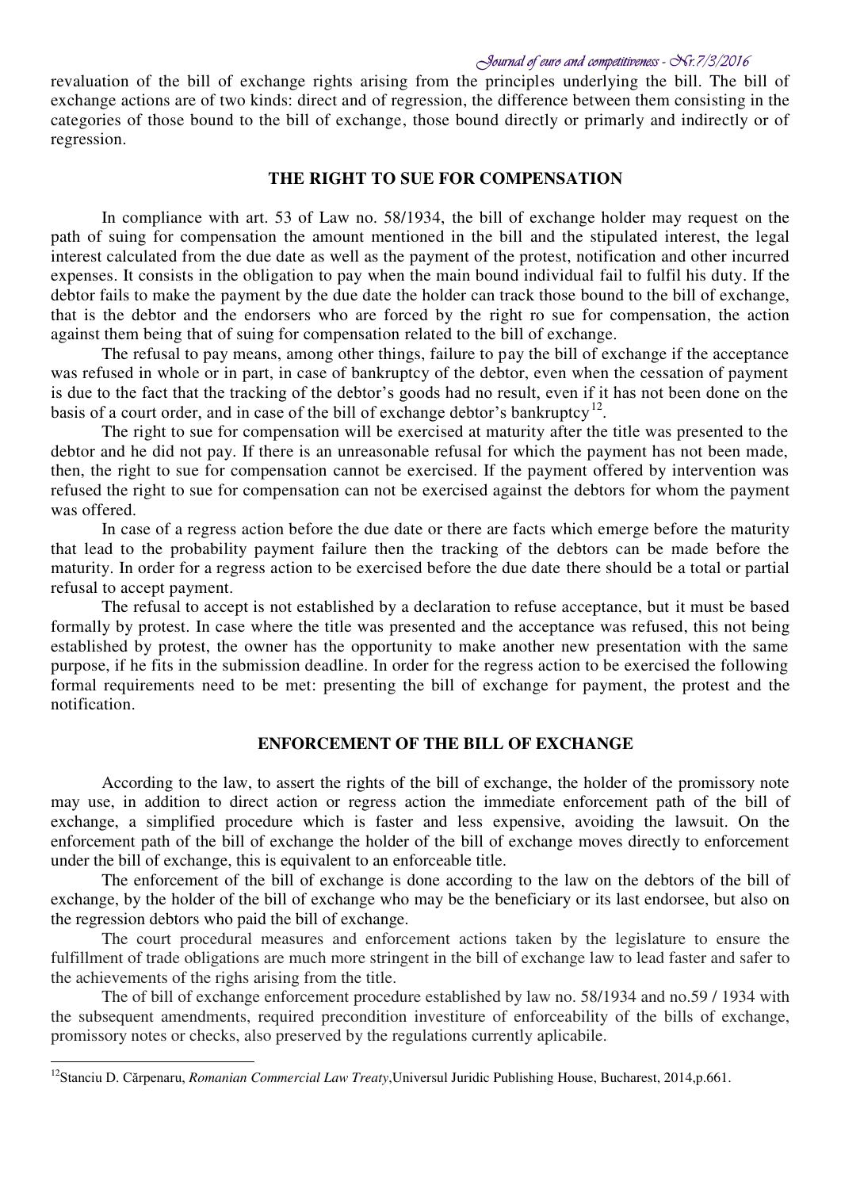revaluation of the bill of exchange rights arising from the principles underlying the bill. The bill of exchange actions are of two kinds: direct and of regression, the difference between them consisting in the categories of those bound to the bill of exchange, those bound directly or primarily and indirectly or of regression.

## THE RIGHT TO SUE FOR COMPENSATION

In compliance with art. 53 of Law no. 58/1934, the bill of exchange holder may request on the path of suing for compensation the amount mentioned in the bill and the stipulated interest, the legal interest calculated from the due date as well as the payment of the protest, notification and other incurred expenses. It consists in the obligation to pay when the main bound individual fail to fulfil his duty. If the debtor fails to make the payment by the due date the holder can track those bound to the bill of exchange, that is the debtor and the endorsers who are forced by the right ro sue for compensation, the action against them being that of suing for compensation related to the bill of exchange.

The refusal to pay means, among other things, failure to pay the bill of exchange if the acceptance was refused in whole or in part, in case of bankruptcy of the debtor, even when the cessation of payment is due to the fact that the tracking of the debtor's goods had no result, even if it has not been done on the basis of a court order, and in case of the bill of exchange debtor's bankruptcy[12].

The right to sue for compensation will be exercised at maturity after the title was presented to the debtor and he did not pay. If there is an unreasonable refusal for which the payment has not been made, then, the right to sue for compensation cannot be exercised. If the payment offered by intervention was refused the right to sue for compensation can not be exercised against the debtors for whom the payment was offered.

In case of a regress action before the due date or there are facts which emerge before the maturity that lead to the probability payment failure then the tracking of the debtors can be made before the maturity. In order for a regress action to be exercised before the due date there should be a total or partial refusal to accept payment.

The refusal to accept is not established by a declaration to refuse acceptance, but it must be based formally by protest. In case where the title was presented and the acceptance was refused, this not being established by protest, the owner has the opportunity to make another new presentation with the same purpose, if he fits in the submission deadline. In order for the regress action to be exercised the following formal requirements need to be met: presenting the bill of exchange for payment, the protest and the notification.

## ENFORCEMENT OF THE BILL OF EXCHANGE

According to the law, to assert the rights of the bill of exchange, the holder of the promissory note may use, in addition to direct action or regress action the immediate enforcement path of the bill of exchange, a simplified procedure which is faster and less expensive, avoiding the lawsuit. On the enforcement path of the bill of exchange the holder of the bill of exchange moves directly to enforcement under the bill of exchange, this is equivalent to an enforceable title.

The enforcement of the bill of exchange is done according to the law on the debtors of the bill of exchange, by the holder of the bill of exchange who may be the beneficiary or its last endorsee, but also on the regression debtors who paid the bill of exchange.

The court procedural measures and enforcement actions taken by the legislature to ensure the fulfillment of trade obligations are much more stringent in the bill of exchange law to lead faster and safer to the achievements of the righs arising from the title.

The of bill of exchange enforcement procedure established by law no. 58/1934 and no.59 / 1934 with the subsequent amendments, required precondition investiture of enforceability of the bills of exchange, promissory notes or checks, also preserved by the regulations currently aplicabile.

---

[12] Stanciu D. Cărpenaru, *Romanian Commercial Law Treaty*, Universul Juridic Publishing House, Bucharest, 2014, p.661.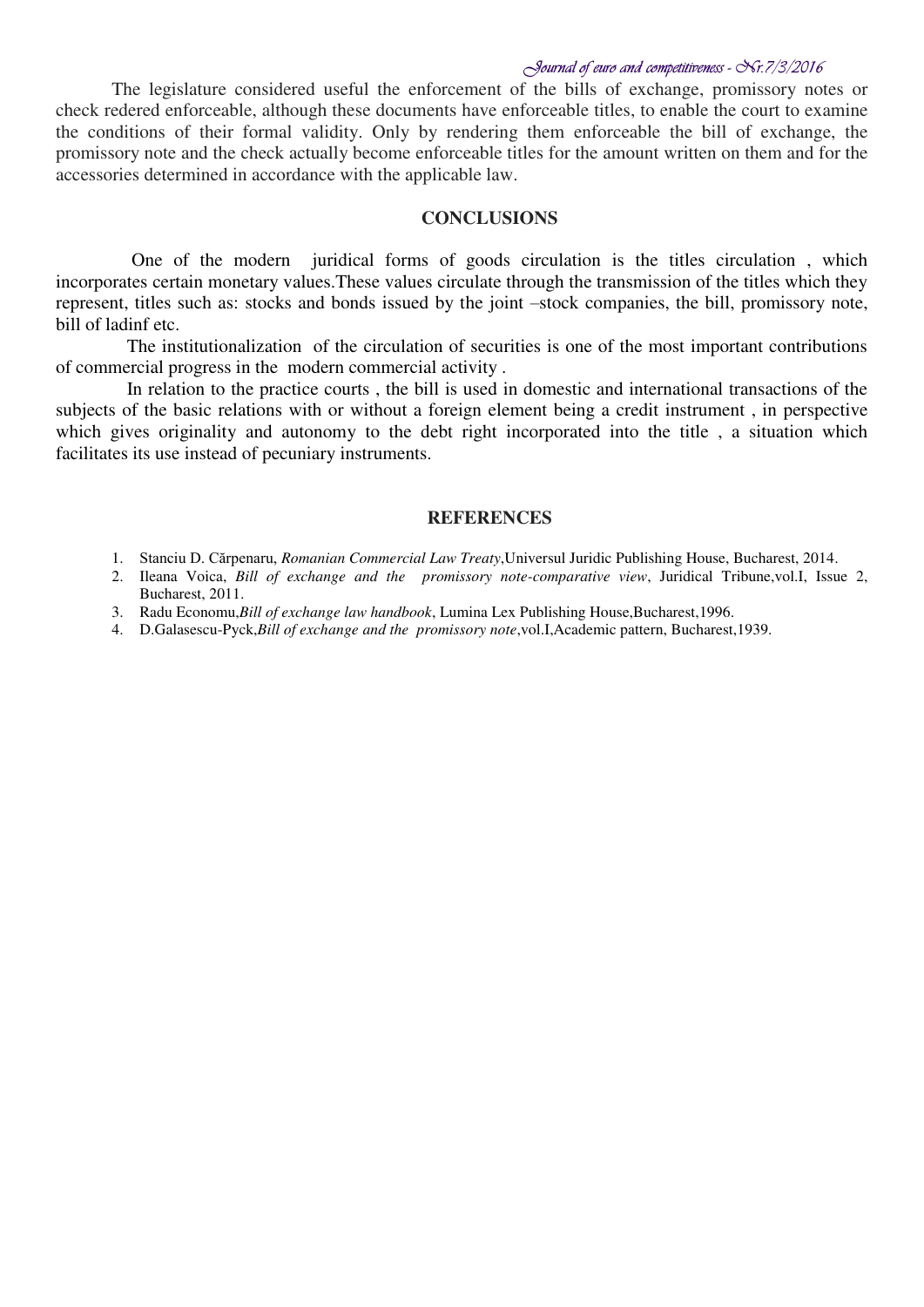The legislature considered useful the enforcement of the bills of exchange, promissory notes or check redered enforceable, although these documents have enforceable titles, to enable the court to examine the conditions of their formal validity. Only by rendering them enforceable the bill of exchange, the promissory note and the check actually become enforceable titles for the amount written on them and for the accessories determined in accordance with the applicable law.

## CONCLUSIONS

One of the modern juridical forms of goods circulation is the titles circulation , which incorporates certain monetary values.These values circulate through the transmission of the titles which they represent, titles such as: stocks and bonds issued by the joint –stock companies, the bill, promissory note, bill of ladinf etc.

The institutionalization of the circulation of securities is one of the most important contributions of commercial progress in the modern commercial activity .

In relation to the practice courts , the bill is used in domestic and international transactions of the subjects of the basic relations with or without a foreign element being a credit instrument , in perspective which gives originality and autonomy to the debt right incorporated into the title , a situation which facilitates its use instead of pecuniary instruments.

## REFERENCES

1. Stanciu D. Cărpenaru, *Romanian Commercial Law Treaty*,Universul Juridic Publishing House, Bucharest, 2014.
2. Ileana Voica, *Bill of exchange and the promissory note-comparative view*, Juridical Tribune,vol.I, Issue 2, Bucharest, 2011.
3. Radu Economu,*Bill of exchange law handbook*, Lumina Lex Publishing House,Bucharest,1996.
4. D.Galasescu-Pyck,*Bill of exchange and the promissory note*,vol.I,Academic pattern, Bucharest,1939.